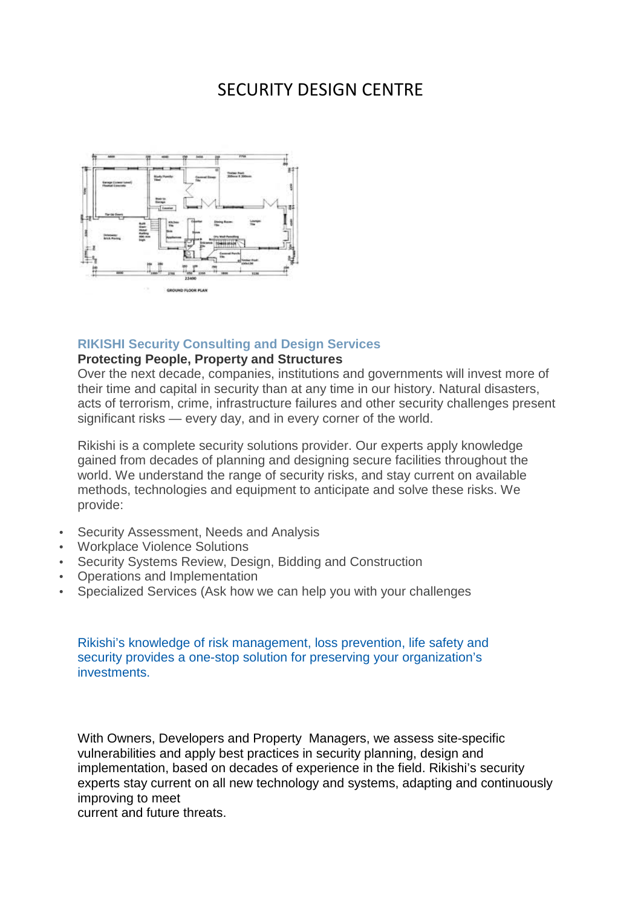# SECURITY DESIGN CENTRE

### RIKISHI Security Consulting and Design Services

**Protecting People, Property and Structures**

Over the next decade, companies, institutions and governments will invest more of their time and capital in security than at any time in our history. Natural disasters, acts of terrorism, crime, infrastructure failures and other security challenges present significant risks — every day, and in every corner of the world.

Rikishi is a complete security solutions provider. Our experts apply knowledge gained from decades of planning and designing secure facilities throughout the world. We understand the range of security risks, and stay current on available methods, technologies and equipment to anticipate and solve these risks. We provide:

- Security Assessment, Needs and Analysis
- Workplace Violence Solutions
- Security Systems Review, Design, Bidding and Construction
- Operations and Implementation
- Specialized Services (Ask how we can help you with your challenges

Rikishi's knowledge of risk management, loss prevention, life safety and security provides a one-stop solution for preserving your organization's investments.

With Owners, Developers and Property Managers, we assess site-specific vulnerabilities and apply best practices in security planning, design and implementation, based on decades of experience in the field. Rikishi's security experts stay current on all new technology and systems, adapting and continuously improving to meet
current and future threats.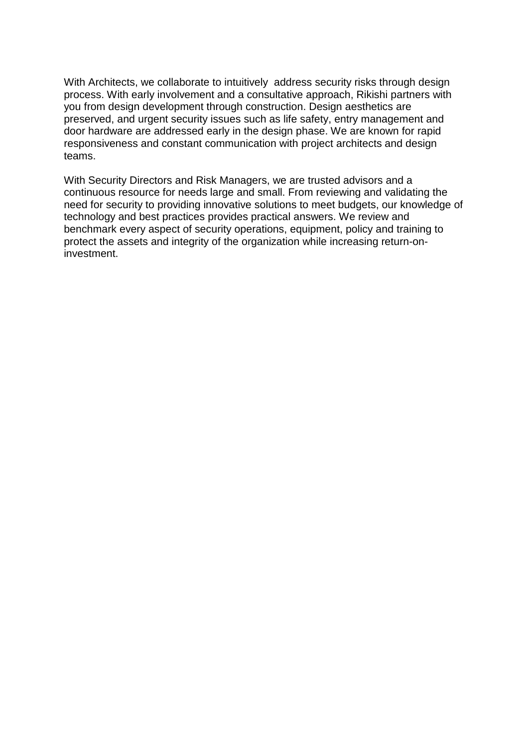With Architects, we collaborate to intuitively  address security risks through design process. With early involvement and a consultative approach, Rikishi partners with you from design development through construction. Design aesthetics are preserved, and urgent security issues such as life safety, entry management and door hardware are addressed early in the design phase. We are known for rapid responsiveness and constant communication with project architects and design teams.

With Security Directors and Risk Managers, we are trusted advisors and a continuous resource for needs large and small. From reviewing and validating the need for security to providing innovative solutions to meet budgets, our knowledge of technology and best practices provides practical answers. We review and benchmark every aspect of security operations, equipment, policy and training to protect the assets and integrity of the organization while increasing return-on-investment.